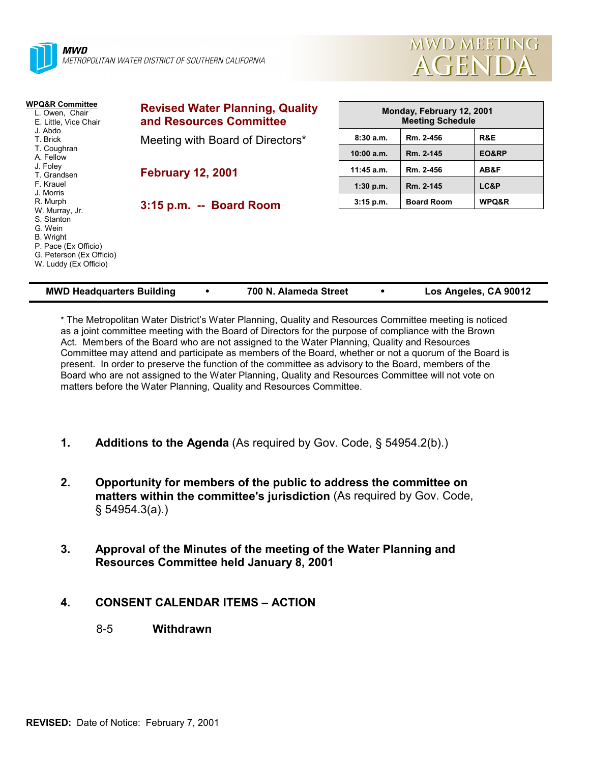MWD
METROPOLITAN WATER DISTRICT OF SOUTHERN CALIFORNIA

# MWD MEETING AGENDA

**WPQ&R Committee**
- L. Owen, Chair
- E. Little, Vice Chair
- J. Abdo
- T. Brick
- T. Coughran
- A. Fellow
- J. Foley
- T. Grandsen
- F. Krauel
- J. Morris
- R. Murph
- W. Murray, Jr.
- S. Stanton
- G. Wein
- B. Wright
- P. Pace (Ex Officio)
- G. Peterson (Ex Officio)
- W. Luddy (Ex Officio)

## Revised Water Planning, Quality and Resources Committee

Meeting with Board of Directors*

**February 12, 2001**

**3:15 p.m. -- Board Room**

| Monday, February 12, 2001 Meeting Schedule | | |
|---|---|---|
| 8:30 a.m. | Rm. 2-456 | R&E |
| 10:00 a.m. | Rm. 2-145 | EO&RP |
| 11:45 a.m. | Rm. 2-456 | AB&F |
| 1:30 p.m. | Rm. 2-145 | LC&P |
| 3:15 p.m. | Board Room | WPQ&R |

**MWD Headquarters Building • 700 N. Alameda Street • Los Angeles, CA 90012**

* The Metropolitan Water District's Water Planning, Quality and Resources Committee meeting is noticed as a joint committee meeting with the Board of Directors for the purpose of compliance with the Brown Act. Members of the Board who are not assigned to the Water Planning, Quality and Resources Committee may attend and participate as members of the Board, whether or not a quorum of the Board is present. In order to preserve the function of the committee as advisory to the Board, members of the Board who are not assigned to the Water Planning, Quality and Resources Committee will not vote on matters before the Water Planning, Quality and Resources Committee.

1. **Additions to the Agenda** (As required by Gov. Code, § 54954.2(b).)

2. **Opportunity for members of the public to address the committee on matters within the committee's jurisdiction** (As required by Gov. Code, § 54954.3(a).)

3. **Approval of the Minutes of the meeting of the Water Planning and Resources Committee held January 8, 2001**

4. **CONSENT CALENDAR ITEMS – ACTION**

   8-5 **Withdrawn**

**REVISED:** Date of Notice: February 7, 2001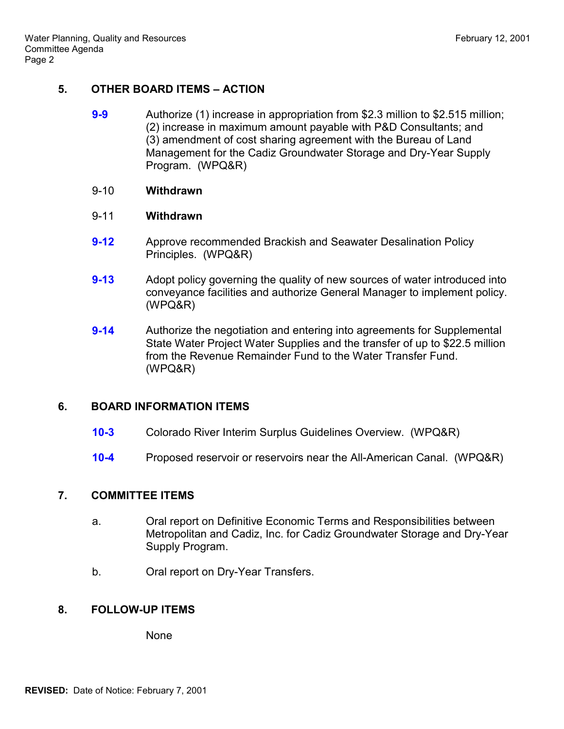## 5. OTHER BOARD ITEMS – ACTION

**9-9** Authorize (1) increase in appropriation from $2.3 million to $2.515 million; (2) increase in maximum amount payable with P&D Consultants; and (3) amendment of cost sharing agreement with the Bureau of Land Management for the Cadiz Groundwater Storage and Dry-Year Supply Program. (WPQ&R)

9-10 **Withdrawn**

9-11 **Withdrawn**

**9-12** Approve recommended Brackish and Seawater Desalination Policy Principles. (WPQ&R)

**9-13** Adopt policy governing the quality of new sources of water introduced into conveyance facilities and authorize General Manager to implement policy. (WPQ&R)

**9-14** Authorize the negotiation and entering into agreements for Supplemental State Water Project Water Supplies and the transfer of up to $22.5 million from the Revenue Remainder Fund to the Water Transfer Fund. (WPQ&R)

## 6. BOARD INFORMATION ITEMS

**10-3** Colorado River Interim Surplus Guidelines Overview. (WPQ&R)

**10-4** Proposed reservoir or reservoirs near the All-American Canal. (WPQ&R)

## 7. COMMITTEE ITEMS

a. Oral report on Definitive Economic Terms and Responsibilities between Metropolitan and Cadiz, Inc. for Cadiz Groundwater Storage and Dry-Year Supply Program.

b. Oral report on Dry-Year Transfers.

## 8. FOLLOW-UP ITEMS

None

**REVISED:** Date of Notice: February 7, 2001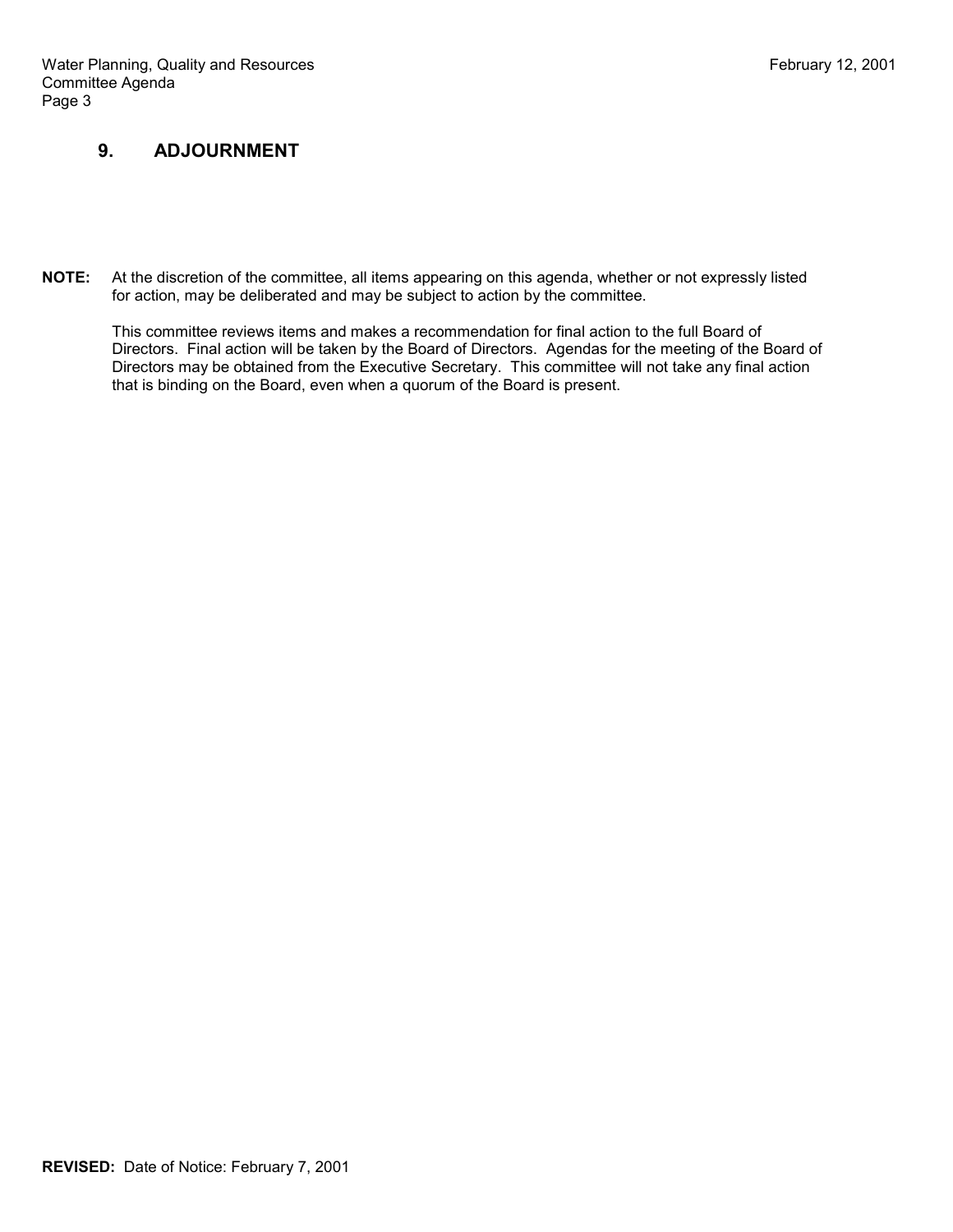## 9. ADJOURNMENT

**NOTE:** At the discretion of the committee, all items appearing on this agenda, whether or not expressly listed for action, may be deliberated and may be subject to action by the committee.

This committee reviews items and makes a recommendation for final action to the full Board of Directors. Final action will be taken by the Board of Directors. Agendas for the meeting of the Board of Directors may be obtained from the Executive Secretary. This committee will not take any final action that is binding on the Board, even when a quorum of the Board is present.

**REVISED:** Date of Notice: February 7, 2001